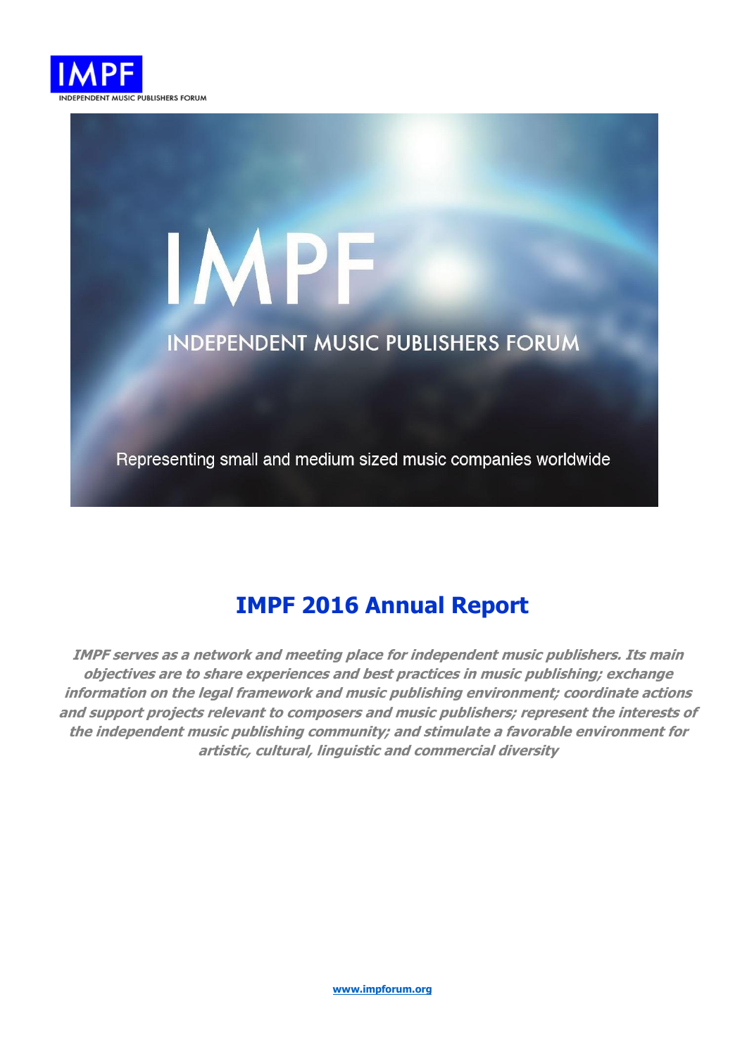IMPF

INDEPENDENT MUSIC PUBLISHERS FORUM

IMPF

INDEPENDENT MUSIC PUBLISHERS FORUM

Representing small and medium sized music companies worldwide

# IMPF 2016 Annual Report

***IMPF serves as a network and meeting place for independent music publishers. Its main objectives are to share experiences and best practices in music publishing; exchange information on the legal framework and music publishing environment; coordinate actions and support projects relevant to composers and music publishers; represent the interests of the independent music publishing community; and stimulate a favorable environment for artistic, cultural, linguistic and commercial diversity***

[www.impforum.org](http://www.impforum.org)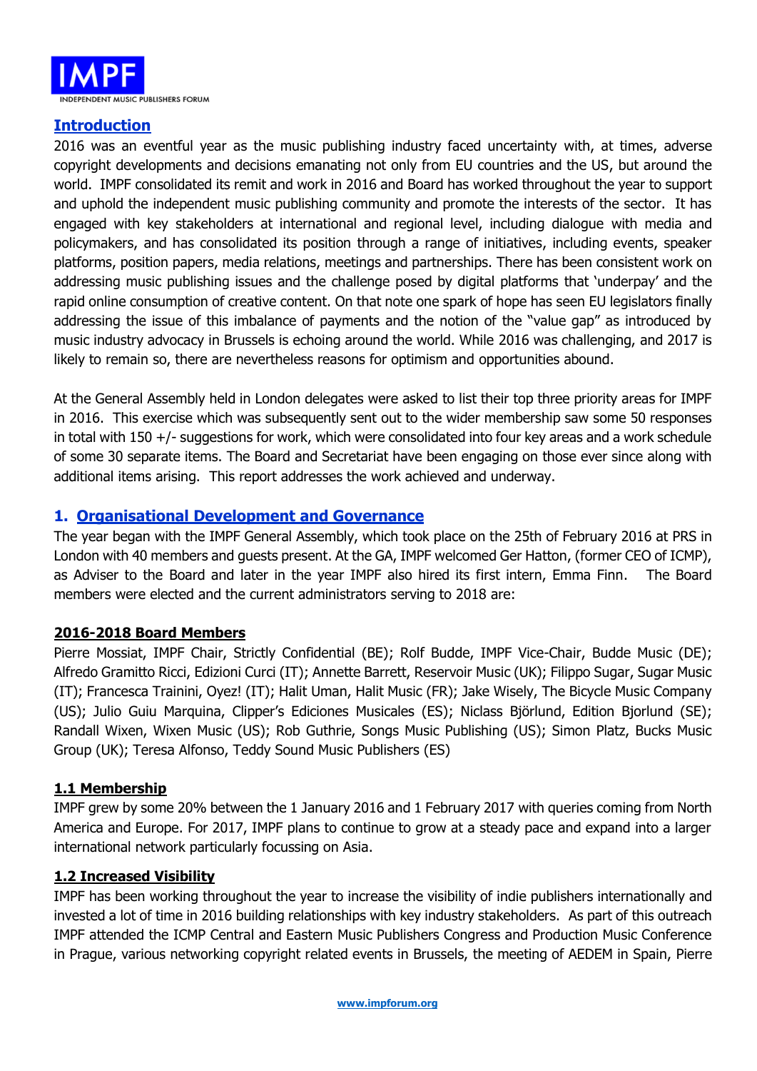## Introduction

2016 was an eventful year as the music publishing industry faced uncertainty with, at times, adverse copyright developments and decisions emanating not only from EU countries and the US, but around the world. IMPF consolidated its remit and work in 2016 and Board has worked throughout the year to support and uphold the independent music publishing community and promote the interests of the sector. It has engaged with key stakeholders at international and regional level, including dialogue with media and policymakers, and has consolidated its position through a range of initiatives, including events, speaker platforms, position papers, media relations, meetings and partnerships. There has been consistent work on addressing music publishing issues and the challenge posed by digital platforms that 'underpay' and the rapid online consumption of creative content. On that note one spark of hope has seen EU legislators finally addressing the issue of this imbalance of payments and the notion of the "value gap" as introduced by music industry advocacy in Brussels is echoing around the world. While 2016 was challenging, and 2017 is likely to remain so, there are nevertheless reasons for optimism and opportunities abound.

At the General Assembly held in London delegates were asked to list their top three priority areas for IMPF in 2016. This exercise which was subsequently sent out to the wider membership saw some 50 responses in total with 150 +/- suggestions for work, which were consolidated into four key areas and a work schedule of some 30 separate items. The Board and Secretariat have been engaging on those ever since along with additional items arising. This report addresses the work achieved and underway.

## 1. Organisational Development and Governance

The year began with the IMPF General Assembly, which took place on the 25th of February 2016 at PRS in London with 40 members and guests present. At the GA, IMPF welcomed Ger Hatton, (former CEO of ICMP), as Adviser to the Board and later in the year IMPF also hired its first intern, Emma Finn. The Board members were elected and the current administrators serving to 2018 are:

### 2016-2018 Board Members

Pierre Mossiat, IMPF Chair, Strictly Confidential (BE); Rolf Budde, IMPF Vice-Chair, Budde Music (DE); Alfredo Gramitto Ricci, Edizioni Curci (IT); Annette Barrett, Reservoir Music (UK); Filippo Sugar, Sugar Music (IT); Francesca Trainini, Oyez! (IT); Halit Uman, Halit Music (FR); Jake Wisely, The Bicycle Music Company (US); Julio Guiu Marquina, Clipper's Ediciones Musicales (ES); Niclass Björlund, Edition Bjorlund (SE); Randall Wixen, Wixen Music (US); Rob Guthrie, Songs Music Publishing (US); Simon Platz, Bucks Music Group (UK); Teresa Alfonso, Teddy Sound Music Publishers (ES)

### 1.1 Membership

IMPF grew by some 20% between the 1 January 2016 and 1 February 2017 with queries coming from North America and Europe. For 2017, IMPF plans to continue to grow at a steady pace and expand into a larger international network particularly focussing on Asia.

### 1.2 Increased Visibility

IMPF has been working throughout the year to increase the visibility of indie publishers internationally and invested a lot of time in 2016 building relationships with key industry stakeholders. As part of this outreach IMPF attended the ICMP Central and Eastern Music Publishers Congress and Production Music Conference in Prague, various networking copyright related events in Brussels, the meeting of AEDEM in Spain, Pierre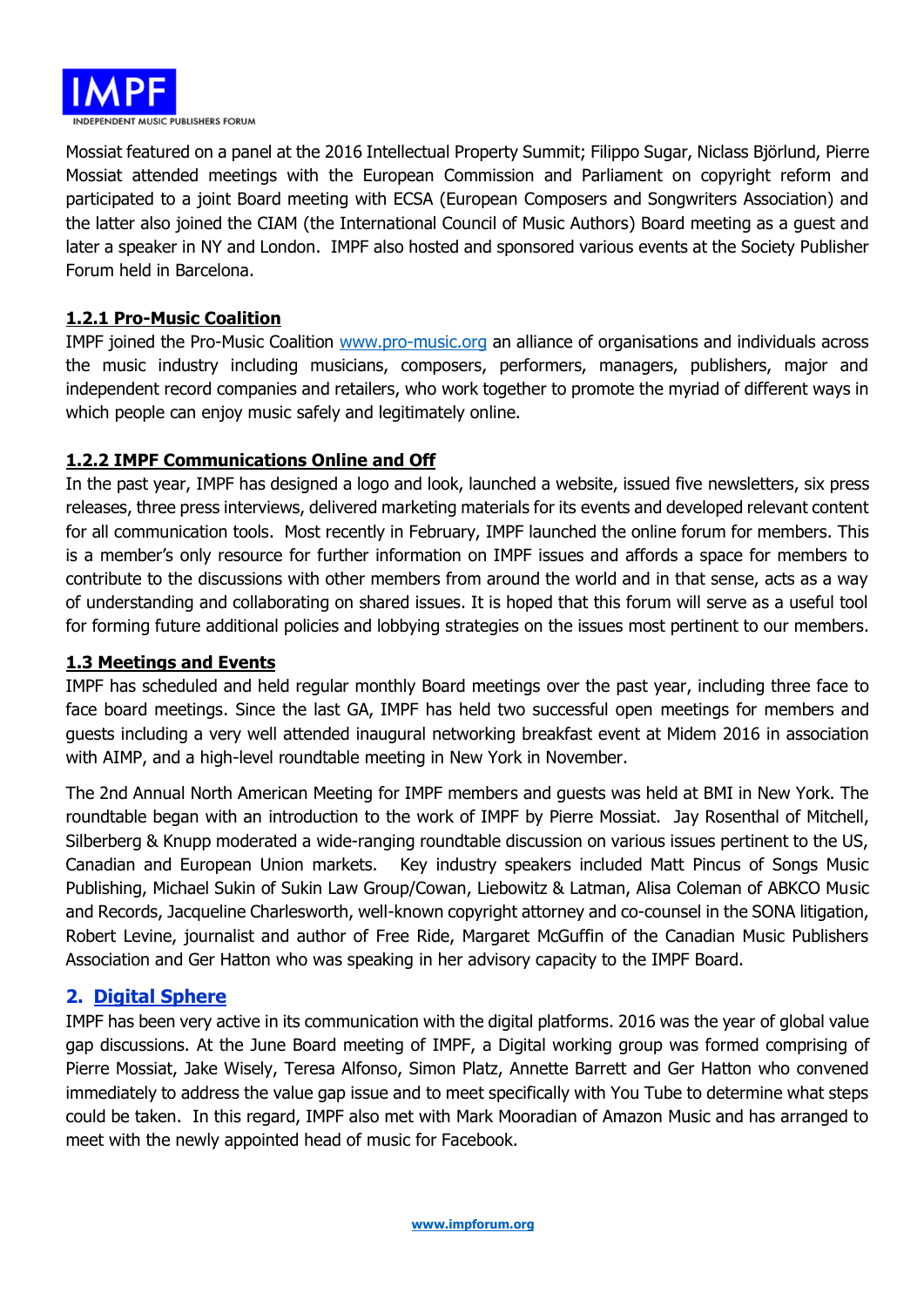Mossiat featured on a panel at the 2016 Intellectual Property Summit; Filippo Sugar, Niclass Björlund, Pierre Mossiat attended meetings with the European Commission and Parliament on copyright reform and participated to a joint Board meeting with ECSA (European Composers and Songwriters Association) and the latter also joined the CIAM (the International Council of Music Authors) Board meeting as a guest and later a speaker in NY and London. IMPF also hosted and sponsored various events at the Society Publisher Forum held in Barcelona.

### 1.2.1 Pro-Music Coalition

IMPF joined the Pro-Music Coalition www.pro-music.org an alliance of organisations and individuals across the music industry including musicians, composers, performers, managers, publishers, major and independent record companies and retailers, who work together to promote the myriad of different ways in which people can enjoy music safely and legitimately online.

### 1.2.2 IMPF Communications Online and Off

In the past year, IMPF has designed a logo and look, launched a website, issued five newsletters, six press releases, three press interviews, delivered marketing materials for its events and developed relevant content for all communication tools. Most recently in February, IMPF launched the online forum for members. This is a member's only resource for further information on IMPF issues and affords a space for members to contribute to the discussions with other members from around the world and in that sense, acts as a way of understanding and collaborating on shared issues. It is hoped that this forum will serve as a useful tool for forming future additional policies and lobbying strategies on the issues most pertinent to our members.

### 1.3 Meetings and Events

IMPF has scheduled and held regular monthly Board meetings over the past year, including three face to face board meetings. Since the last GA, IMPF has held two successful open meetings for members and guests including a very well attended inaugural networking breakfast event at Midem 2016 in association with AIMP, and a high-level roundtable meeting in New York in November.

The 2nd Annual North American Meeting for IMPF members and guests was held at BMI in New York. The roundtable began with an introduction to the work of IMPF by Pierre Mossiat. Jay Rosenthal of Mitchell, Silberberg & Knupp moderated a wide-ranging roundtable discussion on various issues pertinent to the US, Canadian and European Union markets. Key industry speakers included Matt Pincus of Songs Music Publishing, Michael Sukin of Sukin Law Group/Cowan, Liebowitz & Latman, Alisa Coleman of ABKCO Music and Records, Jacqueline Charlesworth, well-known copyright attorney and co-counsel in the SONA litigation, Robert Levine, journalist and author of Free Ride, Margaret McGuffin of the Canadian Music Publishers Association and Ger Hatton who was speaking in her advisory capacity to the IMPF Board.

## 2. Digital Sphere

IMPF has been very active in its communication with the digital platforms. 2016 was the year of global value gap discussions. At the June Board meeting of IMPF, a Digital working group was formed comprising of Pierre Mossiat, Jake Wisely, Teresa Alfonso, Simon Platz, Annette Barrett and Ger Hatton who convened immediately to address the value gap issue and to meet specifically with You Tube to determine what steps could be taken. In this regard, IMPF also met with Mark Mooradian of Amazon Music and has arranged to meet with the newly appointed head of music for Facebook.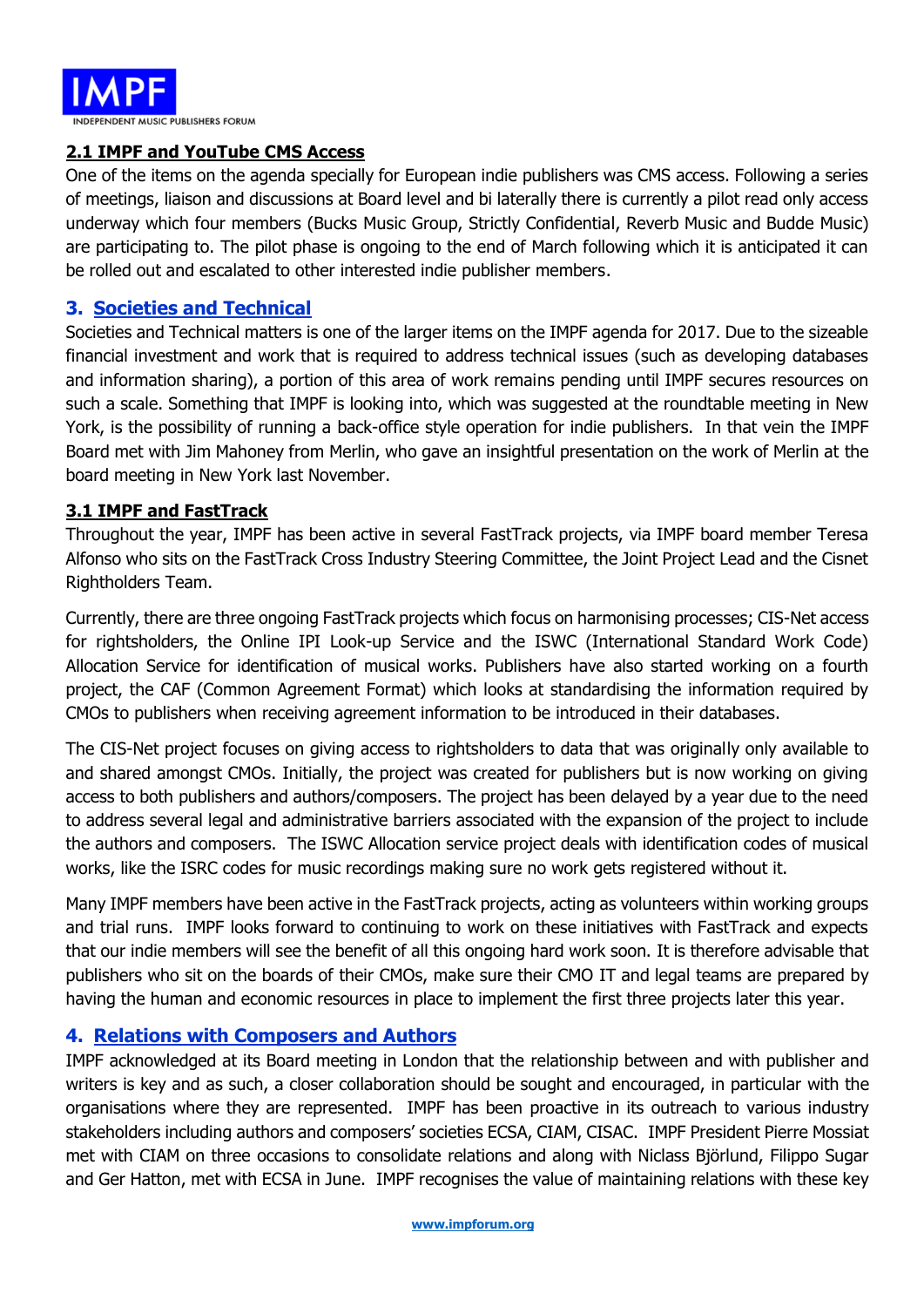### 2.1 IMPF and YouTube CMS Access

One of the items on the agenda specially for European indie publishers was CMS access. Following a series of meetings, liaison and discussions at Board level and bi laterally there is currently a pilot read only access underway which four members (Bucks Music Group, Strictly Confidential, Reverb Music and Budde Music) are participating to. The pilot phase is ongoing to the end of March following which it is anticipated it can be rolled out and escalated to other interested indie publisher members.

## 3. Societies and Technical

Societies and Technical matters is one of the larger items on the IMPF agenda for 2017. Due to the sizeable financial investment and work that is required to address technical issues (such as developing databases and information sharing), a portion of this area of work remains pending until IMPF secures resources on such a scale. Something that IMPF is looking into, which was suggested at the roundtable meeting in New York, is the possibility of running a back-office style operation for indie publishers. In that vein the IMPF Board met with Jim Mahoney from Merlin, who gave an insightful presentation on the work of Merlin at the board meeting in New York last November.

### 3.1 IMPF and FastTrack

Throughout the year, IMPF has been active in several FastTrack projects, via IMPF board member Teresa Alfonso who sits on the FastTrack Cross Industry Steering Committee, the Joint Project Lead and the Cisnet Rightholders Team.

Currently, there are three ongoing FastTrack projects which focus on harmonising processes; CIS-Net access for rightsholders, the Online IPI Look-up Service and the ISWC (International Standard Work Code) Allocation Service for identification of musical works. Publishers have also started working on a fourth project, the CAF (Common Agreement Format) which looks at standardising the information required by CMOs to publishers when receiving agreement information to be introduced in their databases.

The CIS-Net project focuses on giving access to rightsholders to data that was originally only available to and shared amongst CMOs. Initially, the project was created for publishers but is now working on giving access to both publishers and authors/composers. The project has been delayed by a year due to the need to address several legal and administrative barriers associated with the expansion of the project to include the authors and composers. The ISWC Allocation service project deals with identification codes of musical works, like the ISRC codes for music recordings making sure no work gets registered without it.

Many IMPF members have been active in the FastTrack projects, acting as volunteers within working groups and trial runs. IMPF looks forward to continuing to work on these initiatives with FastTrack and expects that our indie members will see the benefit of all this ongoing hard work soon. It is therefore advisable that publishers who sit on the boards of their CMOs, make sure their CMO IT and legal teams are prepared by having the human and economic resources in place to implement the first three projects later this year.

## 4. Relations with Composers and Authors

IMPF acknowledged at its Board meeting in London that the relationship between and with publisher and writers is key and as such, a closer collaboration should be sought and encouraged, in particular with the organisations where they are represented. IMPF has been proactive in its outreach to various industry stakeholders including authors and composers' societies ECSA, CIAM, CISAC. IMPF President Pierre Mossiat met with CIAM on three occasions to consolidate relations and along with Niclass Björlund, Filippo Sugar and Ger Hatton, met with ECSA in June. IMPF recognises the value of maintaining relations with these key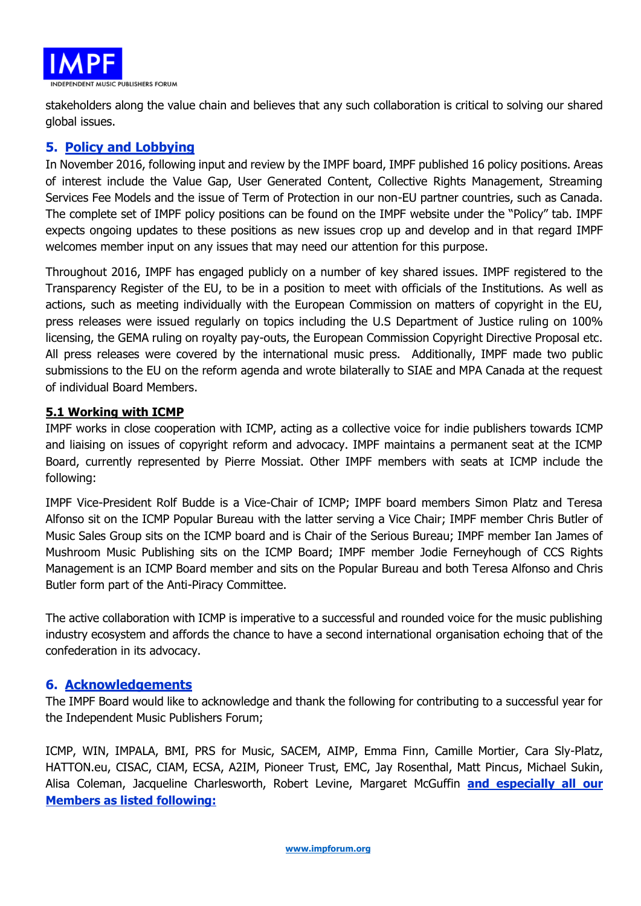stakeholders along the value chain and believes that any such collaboration is critical to solving our shared global issues.

## 5. Policy and Lobbying

In November 2016, following input and review by the IMPF board, IMPF published 16 policy positions. Areas of interest include the Value Gap, User Generated Content, Collective Rights Management, Streaming Services Fee Models and the issue of Term of Protection in our non-EU partner countries, such as Canada. The complete set of IMPF policy positions can be found on the IMPF website under the "Policy" tab. IMPF expects ongoing updates to these positions as new issues crop up and develop and in that regard IMPF welcomes member input on any issues that may need our attention for this purpose.

Throughout 2016, IMPF has engaged publicly on a number of key shared issues. IMPF registered to the Transparency Register of the EU, to be in a position to meet with officials of the Institutions. As well as actions, such as meeting individually with the European Commission on matters of copyright in the EU, press releases were issued regularly on topics including the U.S Department of Justice ruling on 100% licensing, the GEMA ruling on royalty pay-outs, the European Commission Copyright Directive Proposal etc. All press releases were covered by the international music press. Additionally, IMPF made two public submissions to the EU on the reform agenda and wrote bilaterally to SIAE and MPA Canada at the request of individual Board Members.

### 5.1 Working with ICMP

IMPF works in close cooperation with ICMP, acting as a collective voice for indie publishers towards ICMP and liaising on issues of copyright reform and advocacy. IMPF maintains a permanent seat at the ICMP Board, currently represented by Pierre Mossiat. Other IMPF members with seats at ICMP include the following:

IMPF Vice-President Rolf Budde is a Vice-Chair of ICMP; IMPF board members Simon Platz and Teresa Alfonso sit on the ICMP Popular Bureau with the latter serving a Vice Chair; IMPF member Chris Butler of Music Sales Group sits on the ICMP board and is Chair of the Serious Bureau; IMPF member Ian James of Mushroom Music Publishing sits on the ICMP Board; IMPF member Jodie Ferneyhough of CCS Rights Management is an ICMP Board member and sits on the Popular Bureau and both Teresa Alfonso and Chris Butler form part of the Anti-Piracy Committee.

The active collaboration with ICMP is imperative to a successful and rounded voice for the music publishing industry ecosystem and affords the chance to have a second international organisation echoing that of the confederation in its advocacy.

## 6. Acknowledgements

The IMPF Board would like to acknowledge and thank the following for contributing to a successful year for the Independent Music Publishers Forum;

ICMP, WIN, IMPALA, BMI, PRS for Music, SACEM, AIMP, Emma Finn, Camille Mortier, Cara Sly-Platz, HATTON.eu, CISAC, CIAM, ECSA, A2IM, Pioneer Trust, EMC, Jay Rosenthal, Matt Pincus, Michael Sukin, Alisa Coleman, Jacqueline Charlesworth, Robert Levine, Margaret McGuffin **and especially all our Members as listed following:**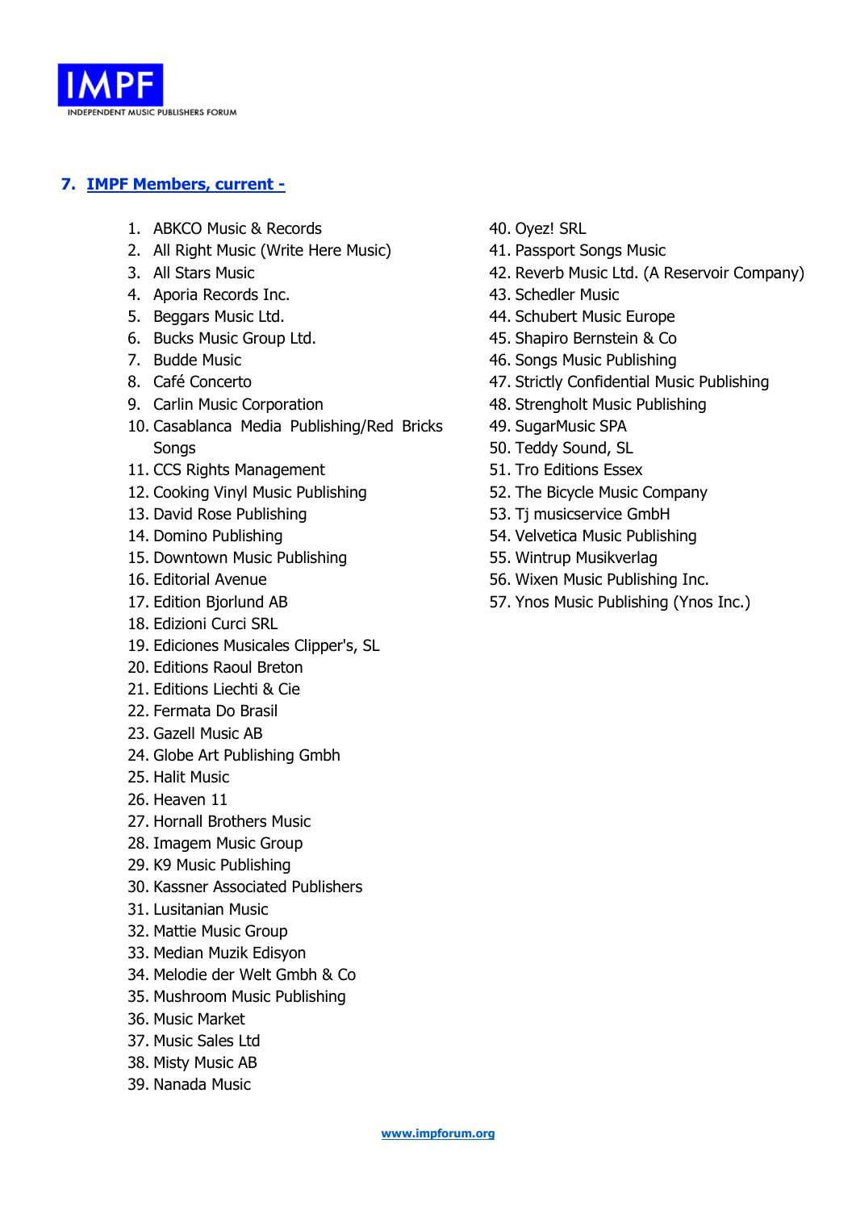## 7. IMPF Members, current -

1. ABKCO Music & Records
2. All Right Music (Write Here Music)
3. All Stars Music
4. Aporia Records Inc.
5. Beggars Music Ltd.
6. Bucks Music Group Ltd.
7. Budde Music
8. Café Concerto
9. Carlin Music Corporation
10. Casablanca Media Publishing/Red Bricks Songs
11. CCS Rights Management
12. Cooking Vinyl Music Publishing
13. David Rose Publishing
14. Domino Publishing
15. Downtown Music Publishing
16. Editorial Avenue
17. Edition Bjorlund AB
18. Edizioni Curci SRL
19. Ediciones Musicales Clipper's, SL
20. Editions Raoul Breton
21. Editions Liechti & Cie
22. Fermata Do Brasil
23. Gazell Music AB
24. Globe Art Publishing Gmbh
25. Halit Music
26. Heaven 11
27. Hornall Brothers Music
28. Imagem Music Group
29. K9 Music Publishing
30. Kassner Associated Publishers
31. Lusitanian Music
32. Mattie Music Group
33. Median Muzik Edisyon
34. Melodie der Welt Gmbh & Co
35. Mushroom Music Publishing
36. Music Market
37. Music Sales Ltd
38. Misty Music AB
39. Nanada Music
40. Oyez! SRL
41. Passport Songs Music
42. Reverb Music Ltd. (A Reservoir Company)
43. Schedler Music
44. Schubert Music Europe
45. Shapiro Bernstein & Co
46. Songs Music Publishing
47. Strictly Confidential Music Publishing
48. Strengholt Music Publishing
49. SugarMusic SPA
50. Teddy Sound, SL
51. Tro Editions Essex
52. The Bicycle Music Company
53. Tj musicservice GmbH
54. Velvetica Music Publishing
55. Wintrup Musikverlag
56. Wixen Music Publishing Inc.
57. Ynos Music Publishing (Ynos Inc.)